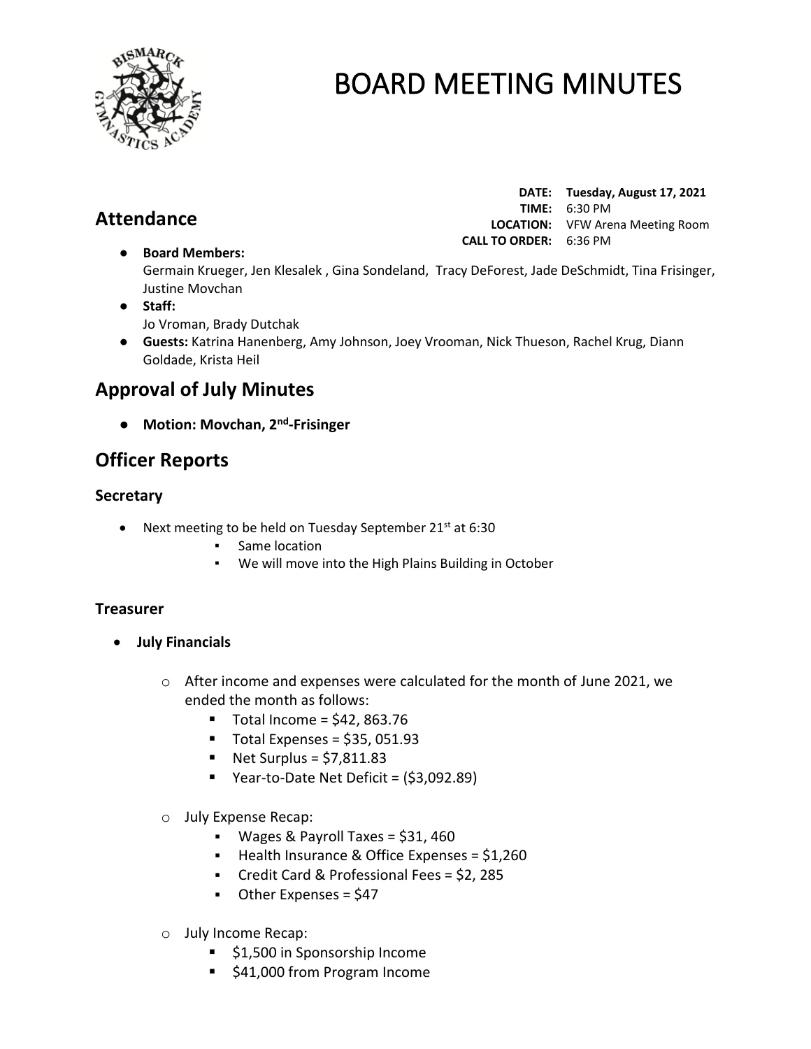# BOARD MEETING MINUTES

**DATE:** **Tuesday, August 17, 2021**
**TIME:** 6:30 PM
**LOCATION:** VFW Arena Meeting Room
**CALL TO ORDER:** 6:36 PM

## Attendance

- **Board Members:**
  Germain Krueger, Jen Klesalek , Gina Sondeland, Tracy DeForest, Jade DeSchmidt, Tina Frisinger, Justine Movchan
- **Staff:**
  Jo Vroman, Brady Dutchak
- **Guests:** Katrina Hanenberg, Amy Johnson, Joey Vrooman, Nick Thueson, Rachel Krug, Diann Goldade, Krista Heil

## Approval of July Minutes

- **Motion: Movchan, 2nd-Frisinger**

## Officer Reports

### Secretary

- Next meeting to be held on Tuesday September 21st at 6:30
  - Same location
  - We will move into the High Plains Building in October

### Treasurer

- **July Financials**
  - After income and expenses were calculated for the month of June 2021, we ended the month as follows:
    - Total Income = $42, 863.76
    - Total Expenses = $35, 051.93
    - Net Surplus = $7,811.83
    - Year-to-Date Net Deficit = ($3,092.89)
  - July Expense Recap:
    - Wages & Payroll Taxes = $31, 460
    - Health Insurance & Office Expenses = $1,260
    - Credit Card & Professional Fees = $2, 285
    - Other Expenses = $47
  - July Income Recap:
    - $1,500 in Sponsorship Income
    - $41,000 from Program Income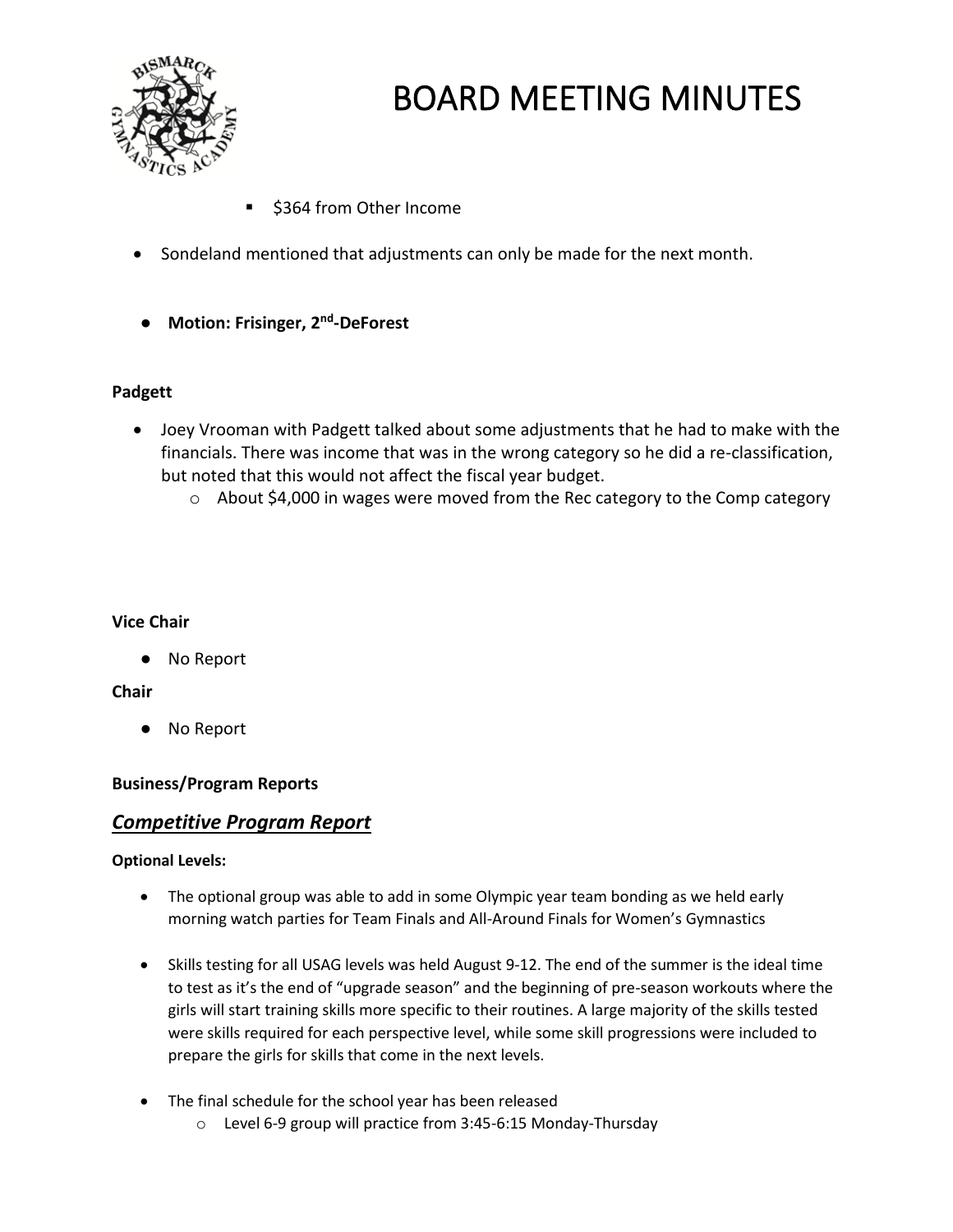- $364 from Other Income

- Sondeland mentioned that adjustments can only be made for the next month.

- **Motion: Frisinger, 2nd-DeForest**

**Padgett**

- Joey Vrooman with Padgett talked about some adjustments that he had to make with the financials. There was income that was in the wrong category so he did a re-classification, but noted that this would not affect the fiscal year budget.
    - About $4,000 in wages were moved from the Rec category to the Comp category

**Vice Chair**

- No Report

**Chair**

- No Report

**Business/Program Reports**

## ***Competitive Program Report***

**Optional Levels:**

- The optional group was able to add in some Olympic year team bonding as we held early morning watch parties for Team Finals and All-Around Finals for Women's Gymnastics

- Skills testing for all USAG levels was held August 9-12. The end of the summer is the ideal time to test as it's the end of "upgrade season" and the beginning of pre-season workouts where the girls will start training skills more specific to their routines. A large majority of the skills tested were skills required for each perspective level, while some skill progressions were included to prepare the girls for skills that come in the next levels.

- The final schedule for the school year has been released
    - Level 6-9 group will practice from 3:45-6:15 Monday-Thursday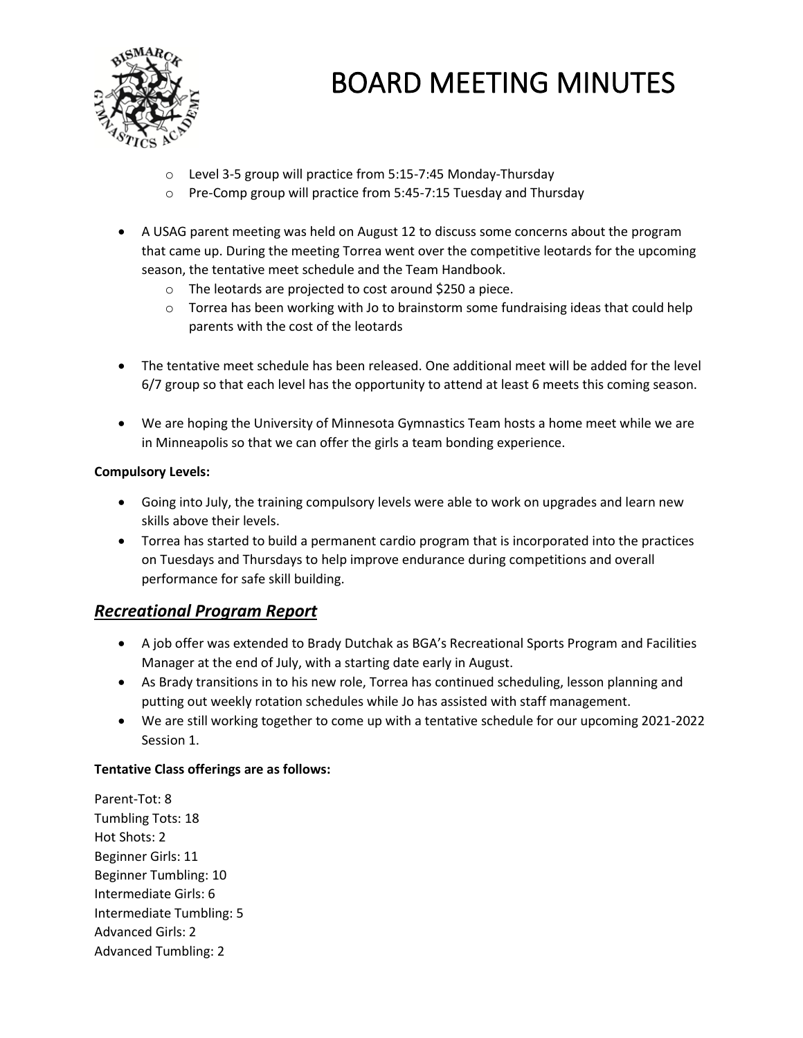- Level 3-5 group will practice from 5:15-7:45 Monday-Thursday
  - Pre-Comp group will practice from 5:45-7:15 Tuesday and Thursday

- A USAG parent meeting was held on August 12 to discuss some concerns about the program that came up. During the meeting Torrea went over the competitive leotards for the upcoming season, the tentative meet schedule and the Team Handbook.
  - The leotards are projected to cost around $250 a piece.
  - Torrea has been working with Jo to brainstorm some fundraising ideas that could help parents with the cost of the leotards

- The tentative meet schedule has been released. One additional meet will be added for the level 6/7 group so that each level has the opportunity to attend at least 6 meets this coming season.

- We are hoping the University of Minnesota Gymnastics Team hosts a home meet while we are in Minneapolis so that we can offer the girls a team bonding experience.

**Compulsory Levels:**

- Going into July, the training compulsory levels were able to work on upgrades and learn new skills above their levels.
- Torrea has started to build a permanent cardio program that is incorporated into the practices on Tuesdays and Thursdays to help improve endurance during competitions and overall performance for safe skill building.

## ***Recreational Program Report***

- A job offer was extended to Brady Dutchak as BGA's Recreational Sports Program and Facilities Manager at the end of July, with a starting date early in August.
- As Brady transitions in to his new role, Torrea has continued scheduling, lesson planning and putting out weekly rotation schedules while Jo has assisted with staff management.
- We are still working together to come up with a tentative schedule for our upcoming 2021-2022 Session 1.

**Tentative Class offerings are as follows:**

Parent-Tot: 8
Tumbling Tots: 18
Hot Shots: 2
Beginner Girls: 11
Beginner Tumbling: 10
Intermediate Girls: 6
Intermediate Tumbling: 5
Advanced Girls: 2
Advanced Tumbling: 2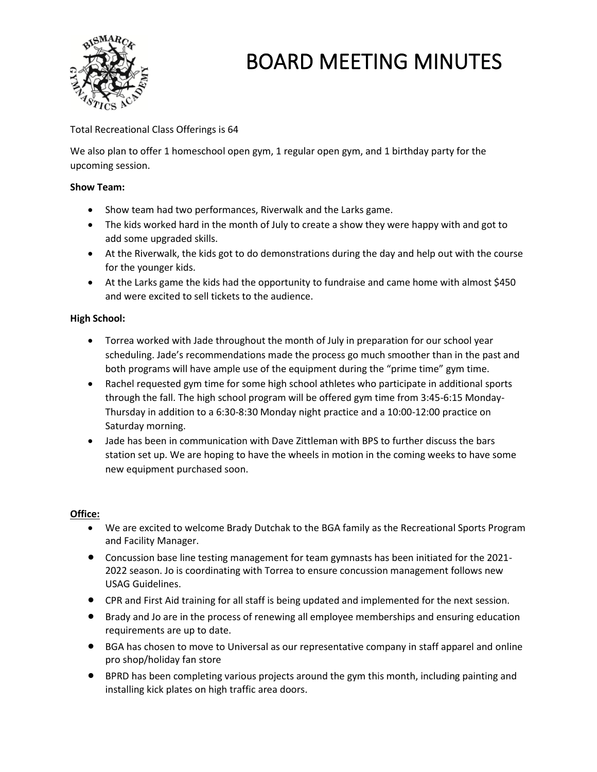# BOARD MEETING MINUTES

Total Recreational Class Offerings is 64

We also plan to offer 1 homeschool open gym, 1 regular open gym, and 1 birthday party for the upcoming session.

**Show Team:**

- Show team had two performances, Riverwalk and the Larks game.
- The kids worked hard in the month of July to create a show they were happy with and got to add some upgraded skills.
- At the Riverwalk, the kids got to do demonstrations during the day and help out with the course for the younger kids.
- At the Larks game the kids had the opportunity to fundraise and came home with almost $450 and were excited to sell tickets to the audience.

**High School:**

- Torrea worked with Jade throughout the month of July in preparation for our school year scheduling. Jade's recommendations made the process go much smoother than in the past and both programs will have ample use of the equipment during the "prime time" gym time.
- Rachel requested gym time for some high school athletes who participate in additional sports through the fall. The high school program will be offered gym time from 3:45-6:15 Monday-Thursday in addition to a 6:30-8:30 Monday night practice and a 10:00-12:00 practice on Saturday morning.
- Jade has been in communication with Dave Zittleman with BPS to further discuss the bars station set up. We are hoping to have the wheels in motion in the coming weeks to have some new equipment purchased soon.

**Office:**

- We are excited to welcome Brady Dutchak to the BGA family as the Recreational Sports Program and Facility Manager.
- Concussion base line testing management for team gymnasts has been initiated for the 2021-2022 season. Jo is coordinating with Torrea to ensure concussion management follows new USAG Guidelines.
- CPR and First Aid training for all staff is being updated and implemented for the next session.
- Brady and Jo are in the process of renewing all employee memberships and ensuring education requirements are up to date.
- BGA has chosen to move to Universal as our representative company in staff apparel and online pro shop/holiday fan store
- BPRD has been completing various projects around the gym this month, including painting and installing kick plates on high traffic area doors.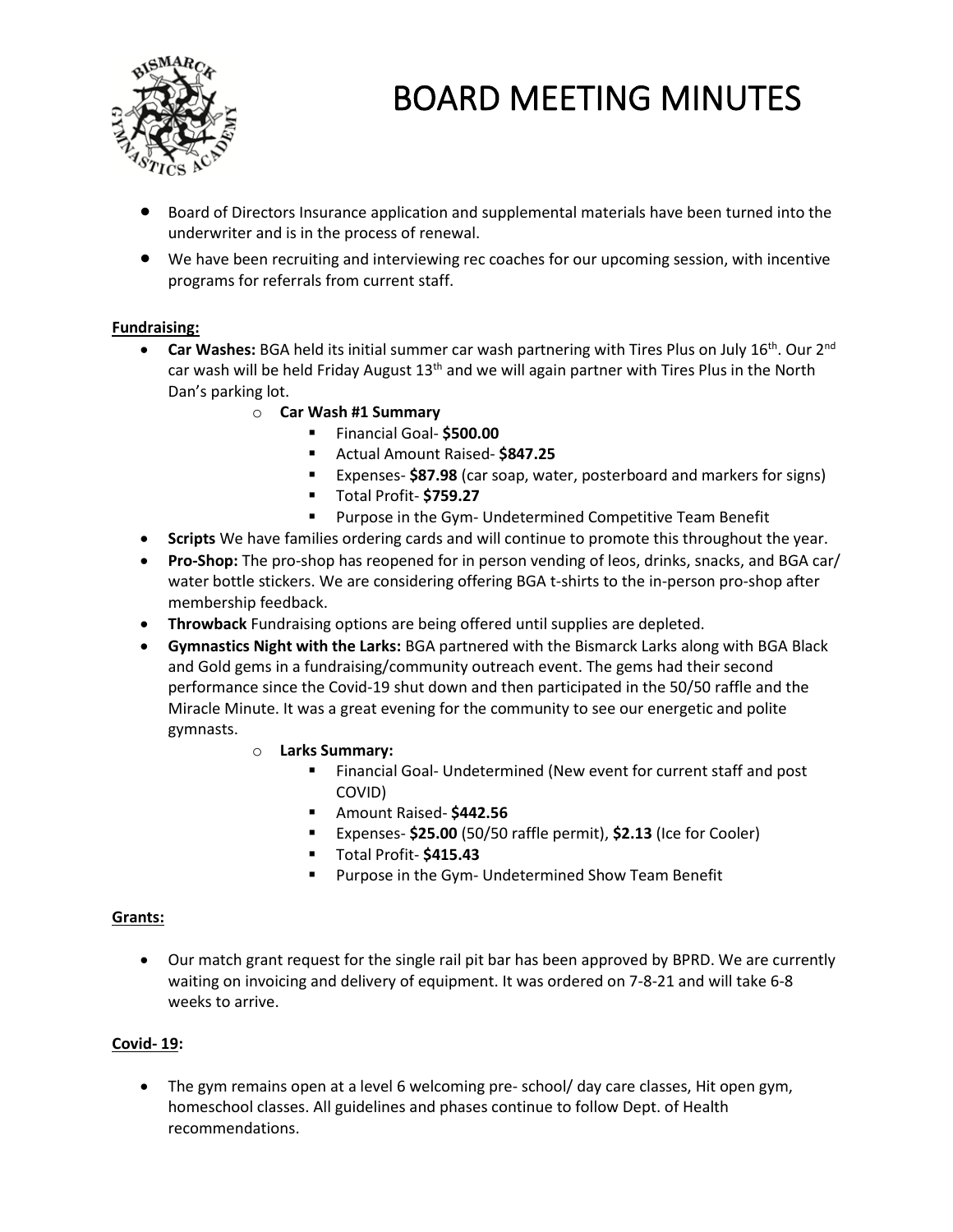# BOARD MEETING MINUTES

- Board of Directors Insurance application and supplemental materials have been turned into the underwriter and is in the process of renewal.
- We have been recruiting and interviewing rec coaches for our upcoming session, with incentive programs for referrals from current staff.

**Fundraising:**

- **Car Washes:** BGA held its initial summer car wash partnering with Tires Plus on July 16th. Our 2nd car wash will be held Friday August 13th and we will again partner with Tires Plus in the North Dan's parking lot.
  - **Car Wash #1 Summary**
    - Financial Goal- **$500.00**
    - Actual Amount Raised- **$847.25**
    - Expenses- **$87.98** (car soap, water, posterboard and markers for signs)
    - Total Profit- **$759.27**
    - Purpose in the Gym- Undetermined Competitive Team Benefit
- **Scripts** We have families ordering cards and will continue to promote this throughout the year.
- **Pro-Shop:** The pro-shop has reopened for in person vending of leos, drinks, snacks, and BGA car/ water bottle stickers. We are considering offering BGA t-shirts to the in-person pro-shop after membership feedback.
- **Throwback** Fundraising options are being offered until supplies are depleted.
- **Gymnastics Night with the Larks:** BGA partnered with the Bismarck Larks along with BGA Black and Gold gems in a fundraising/community outreach event. The gems had their second performance since the Covid-19 shut down and then participated in the 50/50 raffle and the Miracle Minute. It was a great evening for the community to see our energetic and polite gymnasts.
  - **Larks Summary:**
    - Financial Goal- Undetermined (New event for current staff and post COVID)
    - Amount Raised- **$442.56**
    - Expenses- **$25.00** (50/50 raffle permit), **$2.13** (Ice for Cooler)
    - Total Profit- **$415.43**
    - Purpose in the Gym- Undetermined Show Team Benefit

**Grants:**

- Our match grant request for the single rail pit bar has been approved by BPRD. We are currently waiting on invoicing and delivery of equipment. It was ordered on 7-8-21 and will take 6-8 weeks to arrive.

**Covid- 19:**

- The gym remains open at a level 6 welcoming pre- school/ day care classes, Hit open gym, homeschool classes. All guidelines and phases continue to follow Dept. of Health recommendations.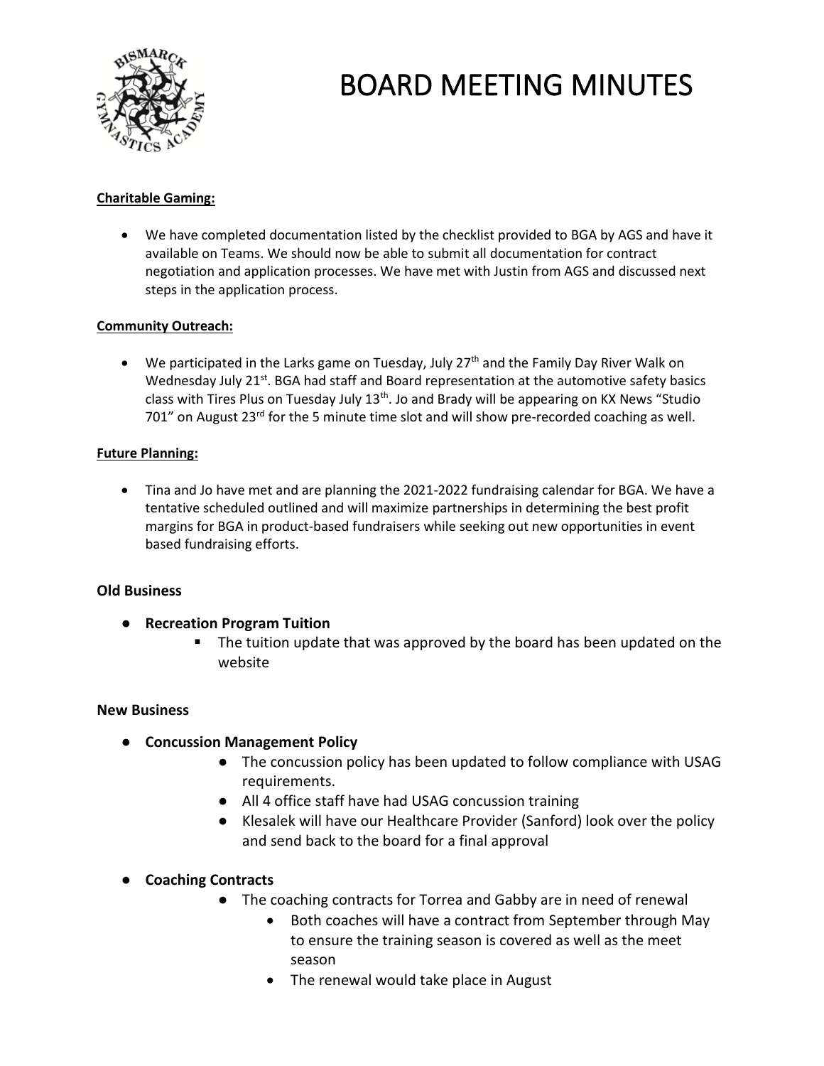# BOARD MEETING MINUTES

**Charitable Gaming:**

- We have completed documentation listed by the checklist provided to BGA by AGS and have it available on Teams. We should now be able to submit all documentation for contract negotiation and application processes. We have met with Justin from AGS and discussed next steps in the application process.

**Community Outreach:**

- We participated in the Larks game on Tuesday, July 27th and the Family Day River Walk on Wednesday July 21st. BGA had staff and Board representation at the automotive safety basics class with Tires Plus on Tuesday July 13th. Jo and Brady will be appearing on KX News "Studio 701" on August 23rd for the 5 minute time slot and will show pre-recorded coaching as well.

**Future Planning:**

- Tina and Jo have met and are planning the 2021-2022 fundraising calendar for BGA. We have a tentative scheduled outlined and will maximize partnerships in determining the best profit margins for BGA in product-based fundraisers while seeking out new opportunities in event based fundraising efforts.

## Old Business

- **Recreation Program Tuition**
  - The tuition update that was approved by the board has been updated on the website

## New Business

- **Concussion Management Policy**
  - The concussion policy has been updated to follow compliance with USAG requirements.
  - All 4 office staff have had USAG concussion training
  - Klesalek will have our Healthcare Provider (Sanford) look over the policy and send back to the board for a final approval
- **Coaching Contracts**
  - The coaching contracts for Torrea and Gabby are in need of renewal
    - Both coaches will have a contract from September through May to ensure the training season is covered as well as the meet season
    - The renewal would take place in August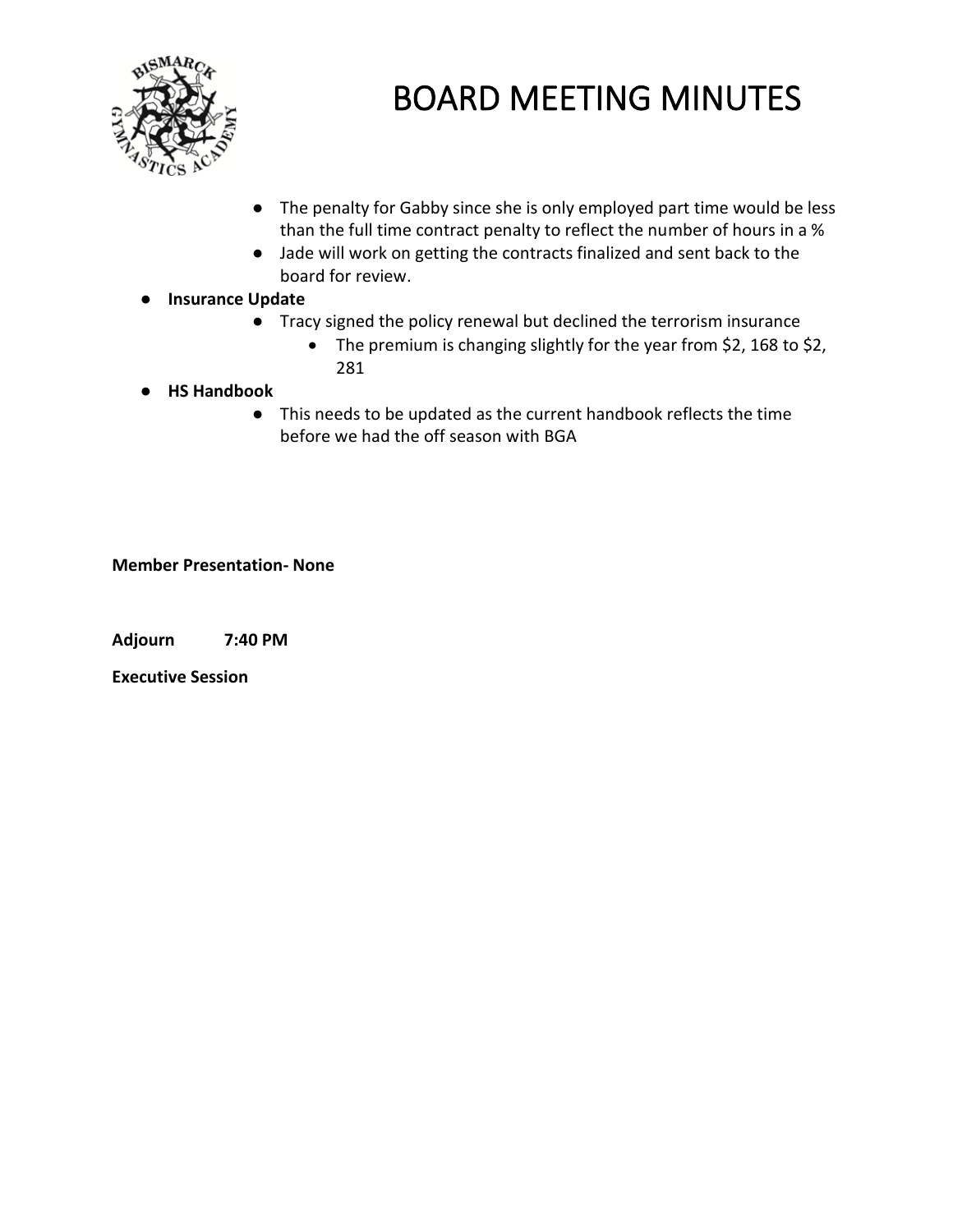# BOARD MEETING MINUTES

- The penalty for Gabby since she is only employed part time would be less than the full time contract penalty to reflect the number of hours in a %
- Jade will work on getting the contracts finalized and sent back to the board for review.

- **Insurance Update**
  - Tracy signed the policy renewal but declined the terrorism insurance
    - The premium is changing slightly for the year from $2, 168 to $2, 281
- **HS Handbook**
  - This needs to be updated as the current handbook reflects the time before we had the off season with BGA

**Member Presentation- None**

**Adjourn 7:40 PM**

**Executive Session**